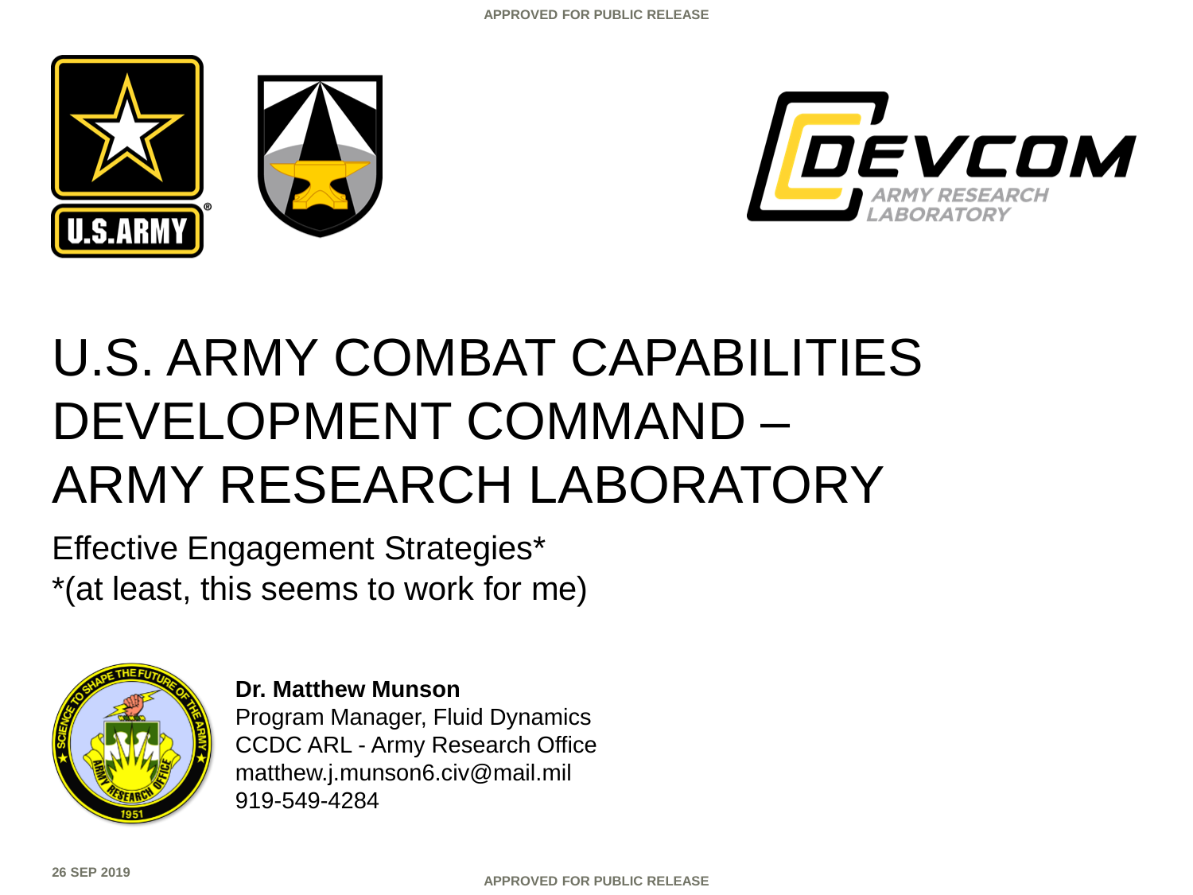APPROVED FOR PUBLIC RELEASE

# U.S. ARMY COMBAT CAPABILITIES DEVELOPMENT COMMAND – ARMY RESEARCH LABORATORY

Effective Engagement Strategies*
*(at least, this seems to work for me)

**Dr. Matthew Munson**
Program Manager, Fluid Dynamics
CCDC ARL - Army Research Office
matthew.j.munson6.civ@mail.mil
919-549-4284

26 SEP 2019

APPROVED FOR PUBLIC RELEASE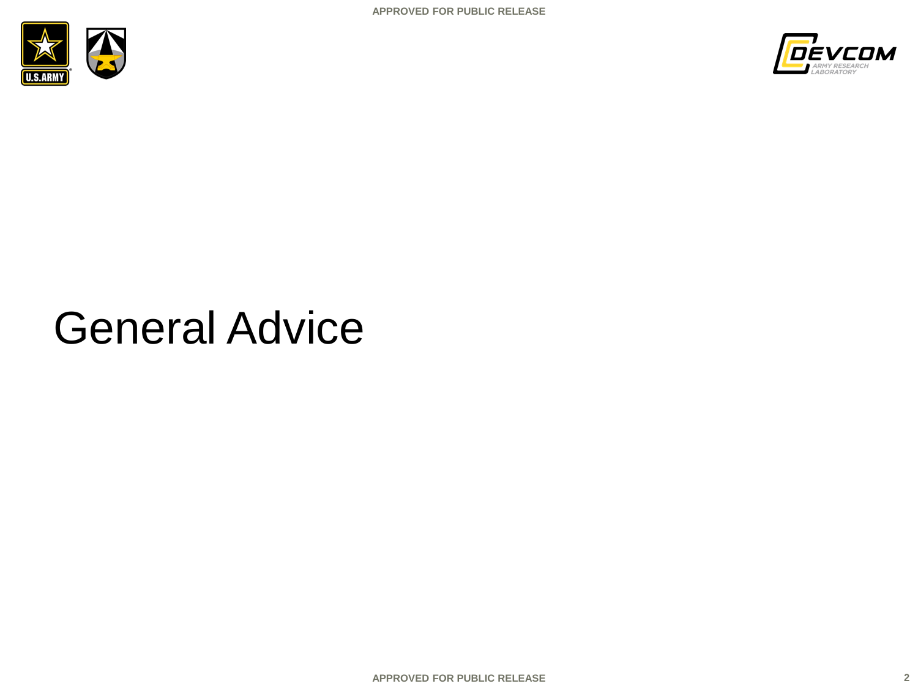# General Advice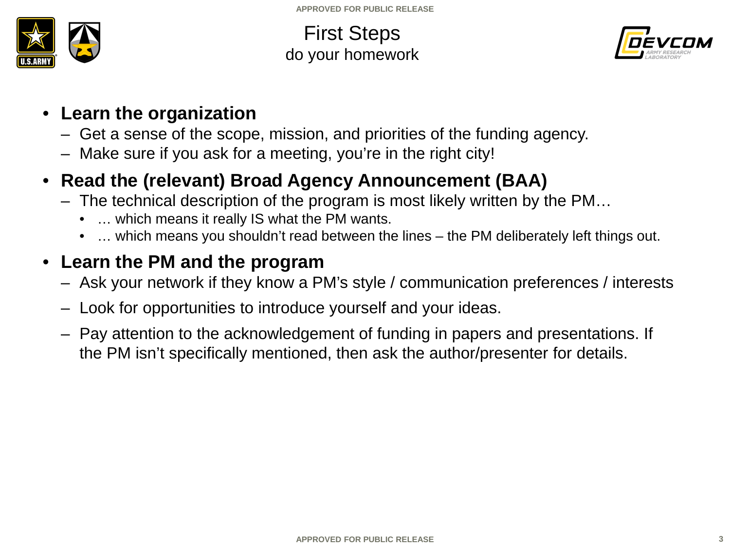# First Steps

## do your homework

- **Learn the organization**
  - Get a sense of the scope, mission, and priorities of the funding agency.
  - Make sure if you ask for a meeting, you're in the right city!
- **Read the (relevant) Broad Agency Announcement (BAA)**
  - The technical description of the program is most likely written by the PM…
    - … which means it really IS what the PM wants.
    - … which means you shouldn't read between the lines – the PM deliberately left things out.
- **Learn the PM and the program**
  - Ask your network if they know a PM's style / communication preferences / interests
  - Look for opportunities to introduce yourself and your ideas.
  - Pay attention to the acknowledgement of funding in papers and presentations. If the PM isn't specifically mentioned, then ask the author/presenter for details.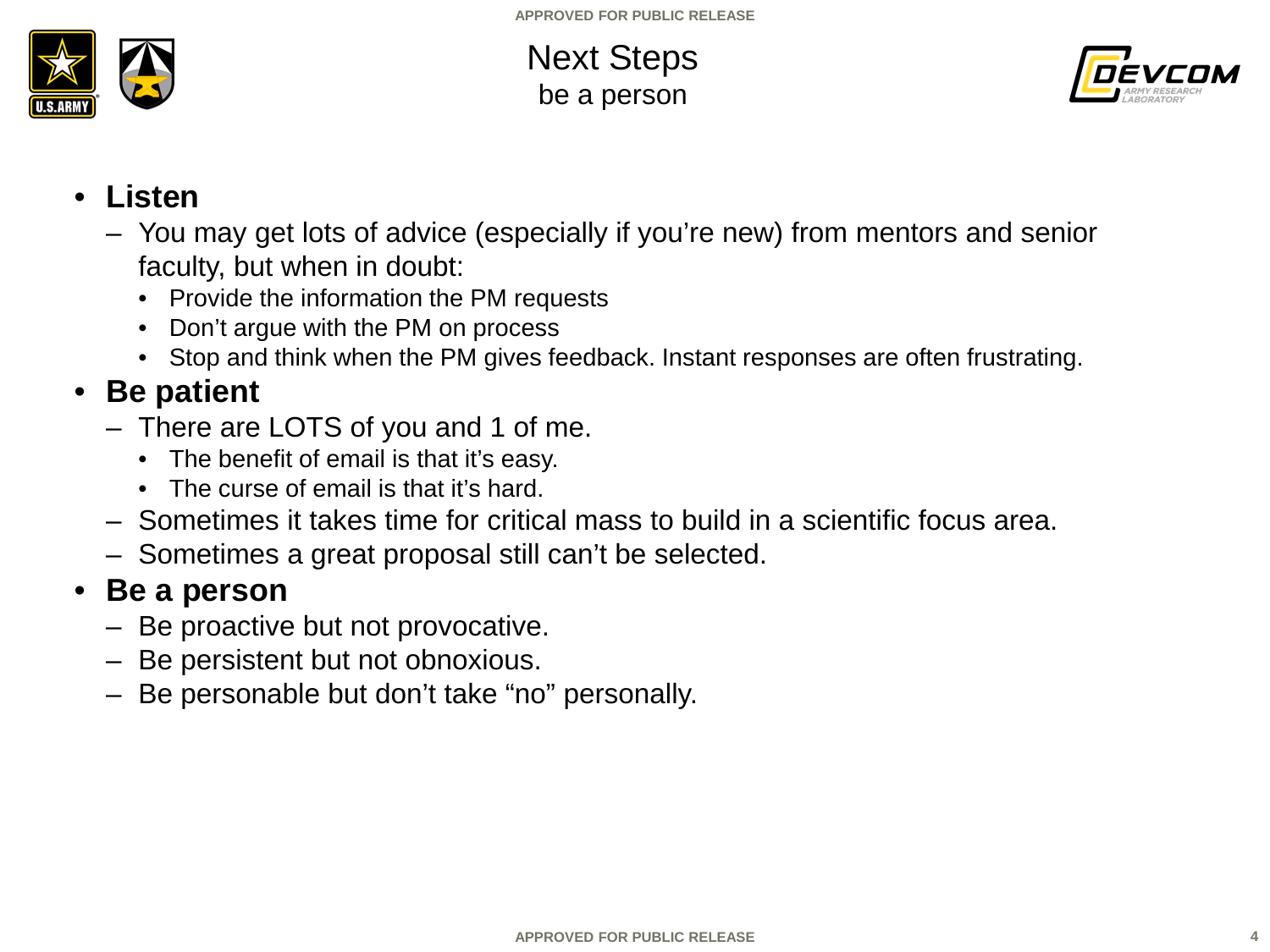# Next Steps

## be a person

- **Listen**
  - You may get lots of advice (especially if you're new) from mentors and senior faculty, but when in doubt:
    - Provide the information the PM requests
    - Don't argue with the PM on process
    - Stop and think when the PM gives feedback. Instant responses are often frustrating.
- **Be patient**
  - There are LOTS of you and 1 of me.
    - The benefit of email is that it's easy.
    - The curse of email is that it's hard.
  - Sometimes it takes time for critical mass to build in a scientific focus area.
  - Sometimes a great proposal still can't be selected.
- **Be a person**
  - Be proactive but not provocative.
  - Be persistent but not obnoxious.
  - Be personable but don't take "no" personally.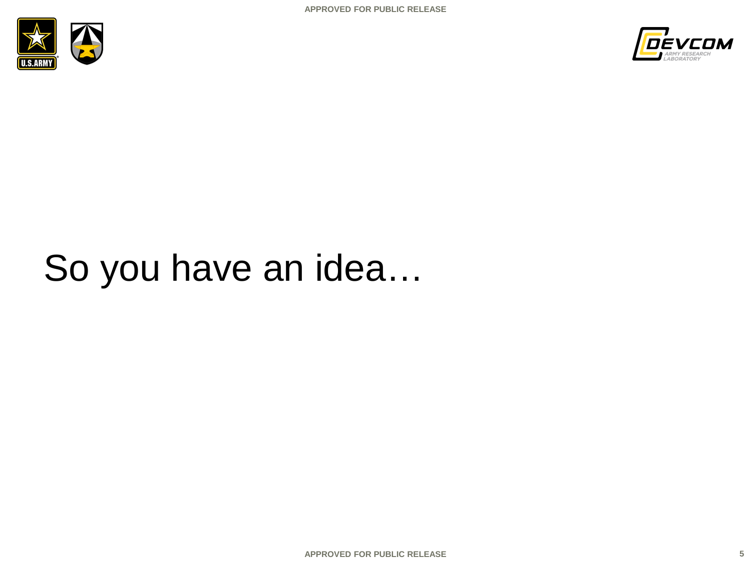# So you have an idea…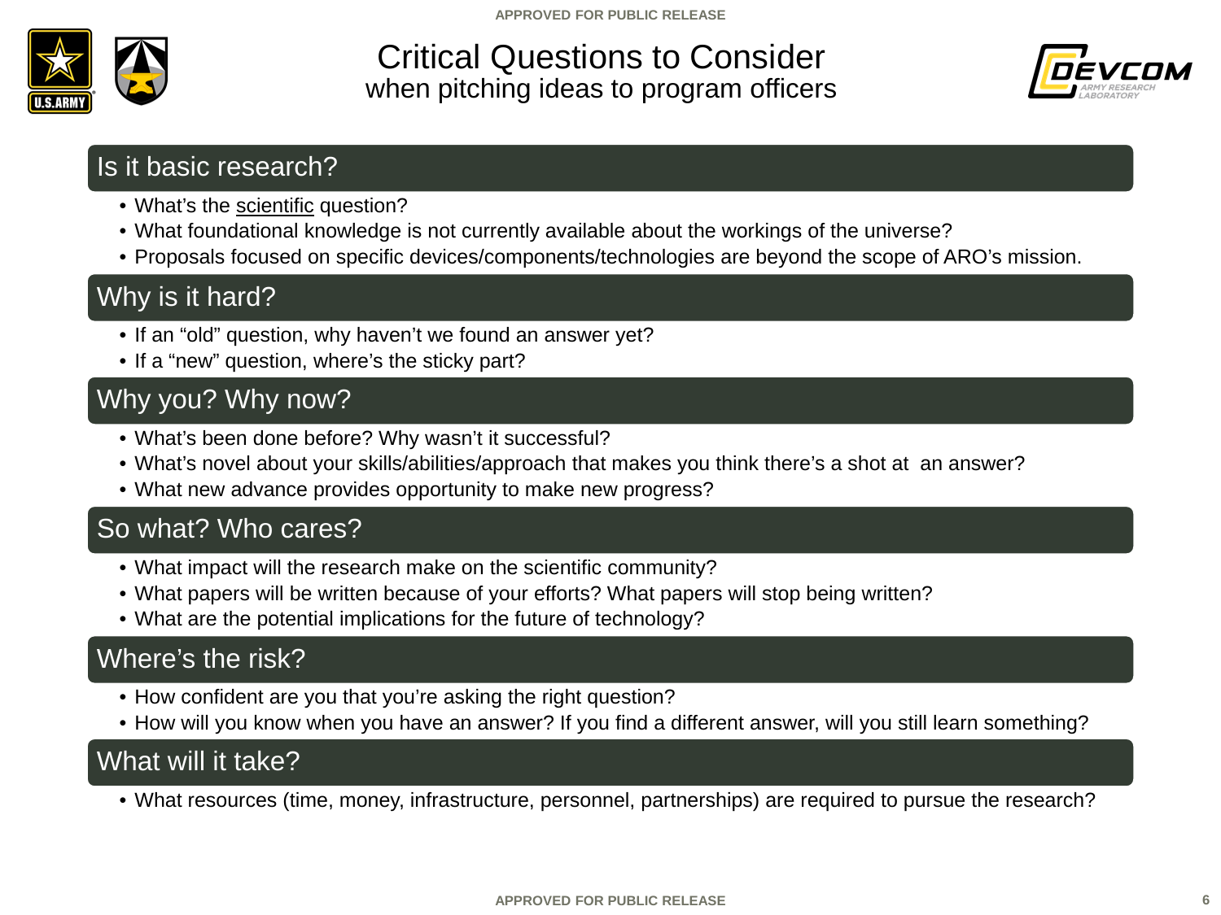# Critical Questions to Consider
when pitching ideas to program officers

## Is it basic research?

- What's the <u>scientific</u> question?
- What foundational knowledge is not currently available about the workings of the universe?
- Proposals focused on specific devices/components/technologies are beyond the scope of ARO's mission.

## Why is it hard?

- If an "old" question, why haven't we found an answer yet?
- If a "new" question, where's the sticky part?

## Why you? Why now?

- What's been done before? Why wasn't it successful?
- What's novel about your skills/abilities/approach that makes you think there's a shot at an answer?
- What new advance provides opportunity to make new progress?

## So what? Who cares?

- What impact will the research make on the scientific community?
- What papers will be written because of your efforts? What papers will stop being written?
- What are the potential implications for the future of technology?

## Where's the risk?

- How confident are you that you're asking the right question?
- How will you know when you have an answer? If you find a different answer, will you still learn something?

## What will it take?

- What resources (time, money, infrastructure, personnel, partnerships) are required to pursue the research?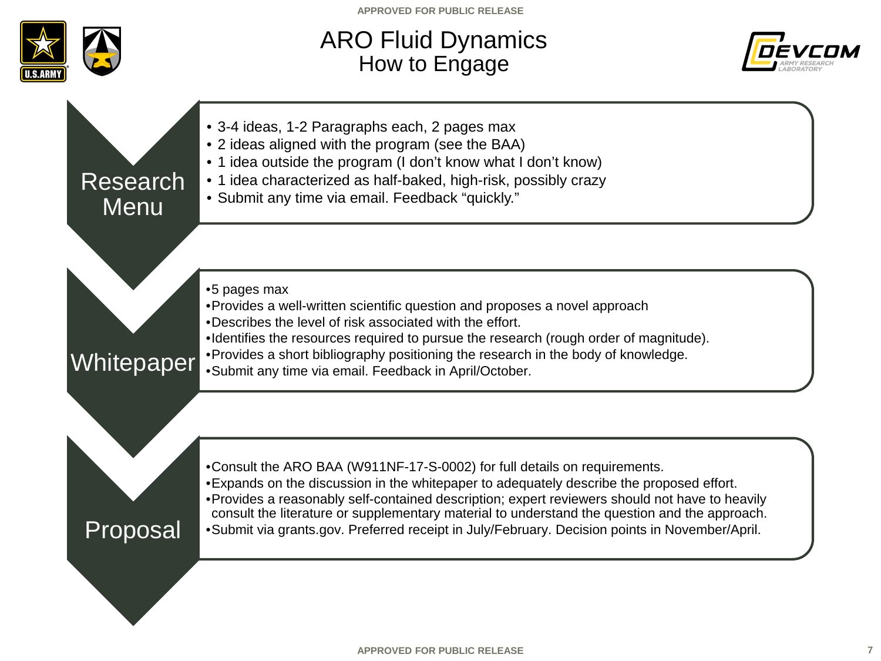# ARO Fluid Dynamics

## How to Engage

### Research Menu

- 3-4 ideas, 1-2 Paragraphs each, 2 pages max
- 2 ideas aligned with the program (see the BAA)
- 1 idea outside the program (I don't know what I don't know)
- 1 idea characterized as half-baked, high-risk, possibly crazy
- Submit any time via email. Feedback "quickly."

### Whitepaper

- 5 pages max
- Provides a well-written scientific question and proposes a novel approach
- Describes the level of risk associated with the effort.
- Identifies the resources required to pursue the research (rough order of magnitude).
- Provides a short bibliography positioning the research in the body of knowledge.
- Submit any time via email. Feedback in April/October.

### Proposal

- Consult the ARO BAA (W911NF-17-S-0002) for full details on requirements.
- Expands on the discussion in the whitepaper to adequately describe the proposed effort.
- Provides a reasonably self-contained description; expert reviewers should not have to heavily consult the literature or supplementary material to understand the question and the approach.
- Submit via grants.gov. Preferred receipt in July/February. Decision points in November/April.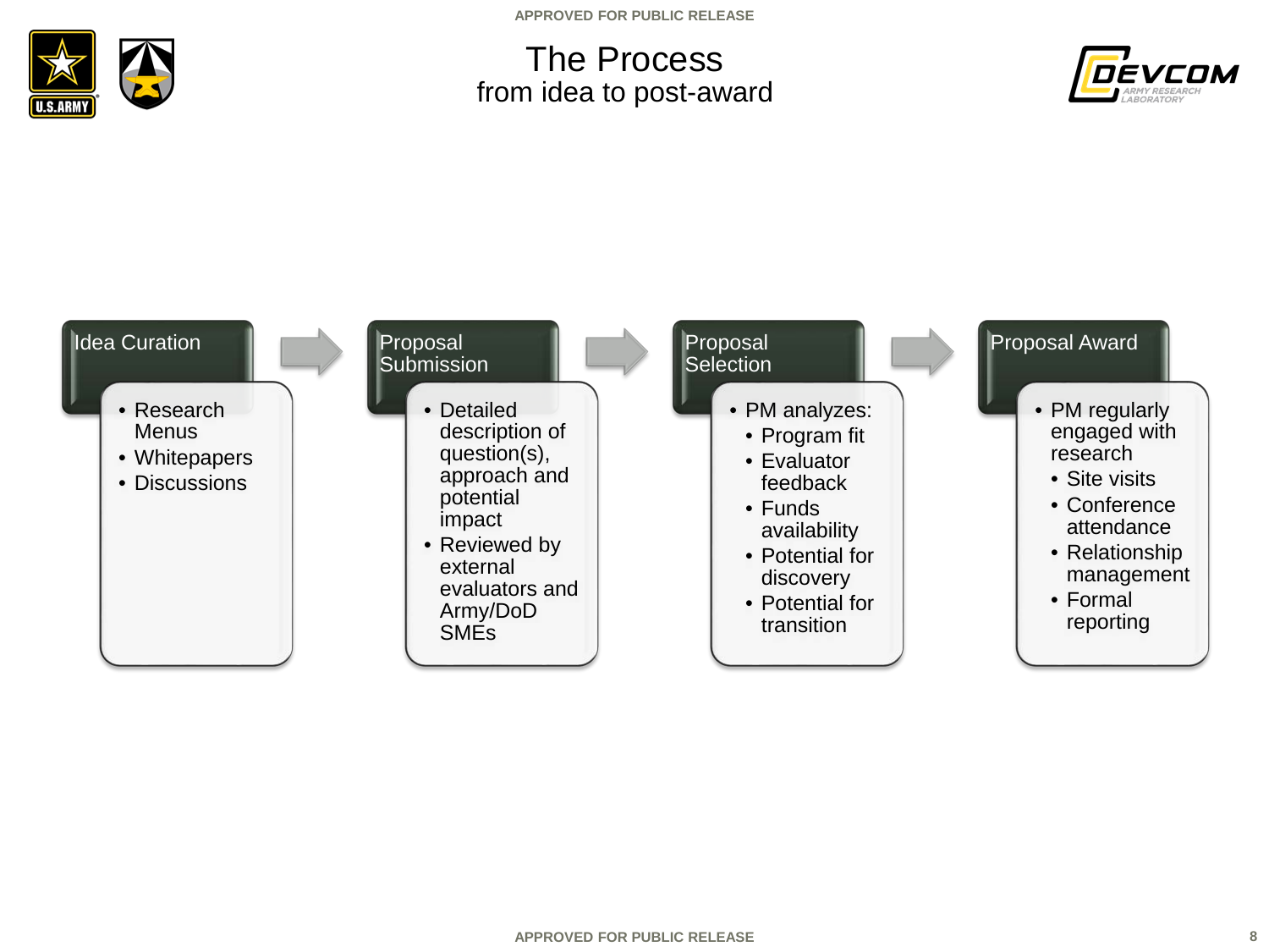# The Process

## from idea to post-award

### Idea Curation

- Research Menus
- Whitepapers
- Discussions

### Proposal Submission

- Detailed description of question(s), approach and potential impact
- Reviewed by external evaluators and Army/DoD SMEs

### Proposal Selection

- PM analyzes:
  - Program fit
  - Evaluator feedback
  - Funds availability
  - Potential for discovery
  - Potential for transition

### Proposal Award

- PM regularly engaged with research
  - Site visits
  - Conference attendance
  - Relationship management
  - Formal reporting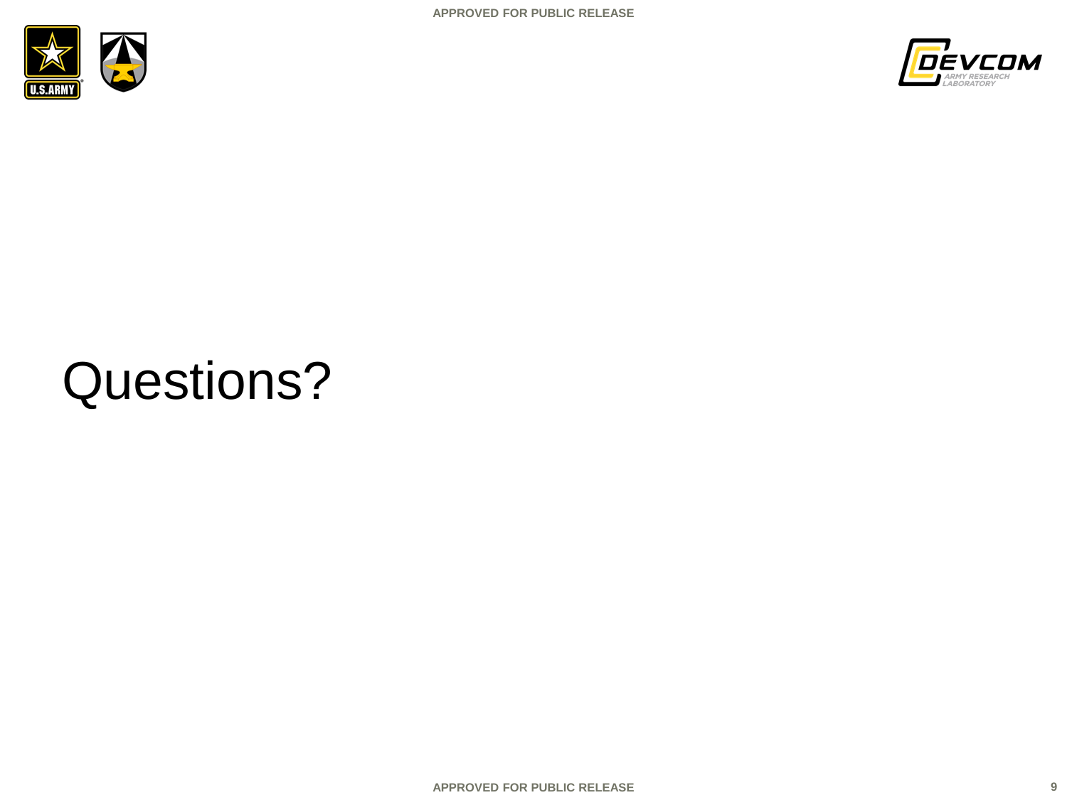# Questions?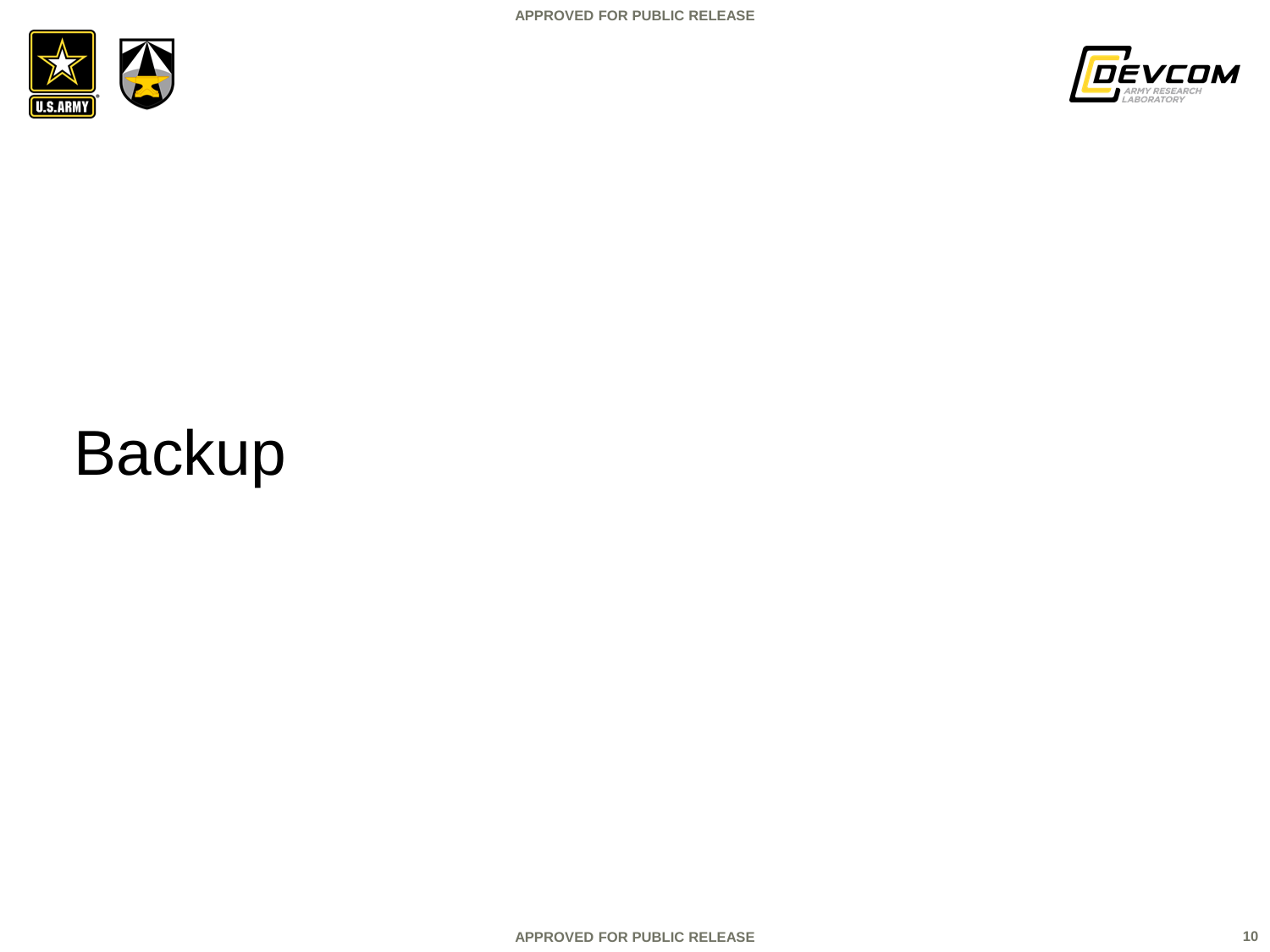# Backup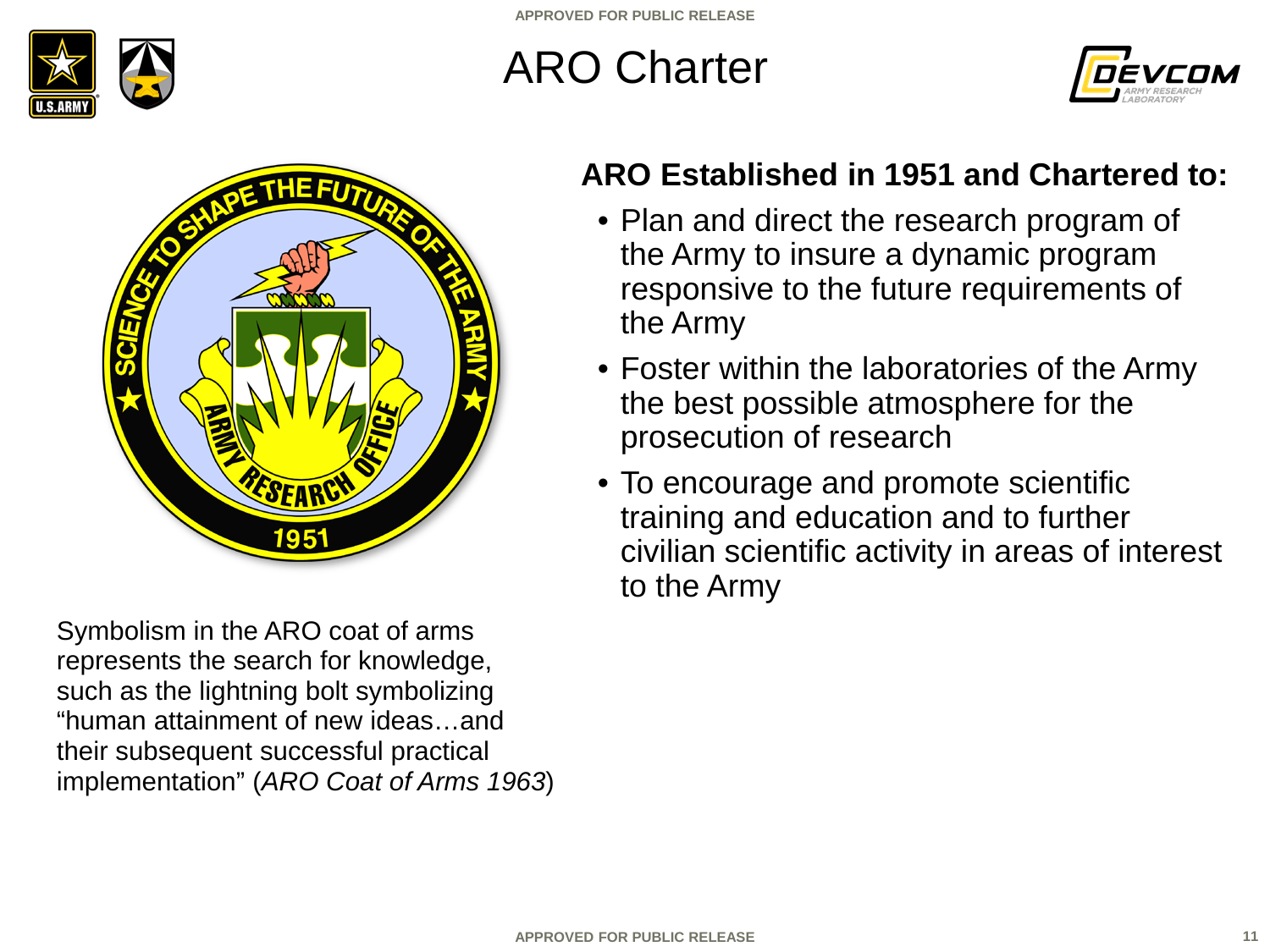# ARO Charter

**ARO Established in 1951 and Chartered to:**

- Plan and direct the research program of the Army to insure a dynamic program responsive to the future requirements of the Army
- Foster within the laboratories of the Army the best possible atmosphere for the prosecution of research
- To encourage and promote scientific training and education and to further civilian scientific activity in areas of interest to the Army

Symbolism in the ARO coat of arms represents the search for knowledge, such as the lightning bolt symbolizing “human attainment of new ideas…and their subsequent successful practical implementation” (*ARO Coat of Arms 1963*)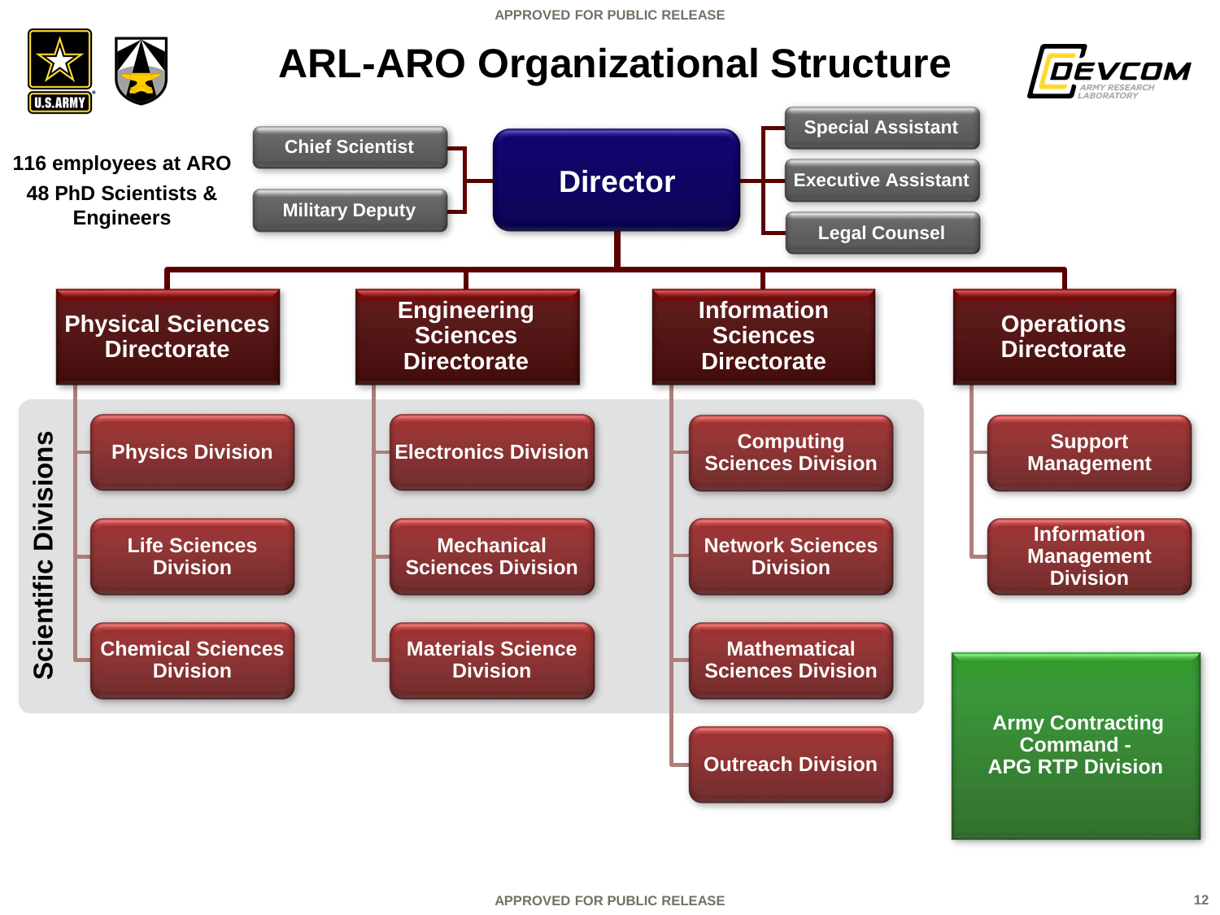# ARL-ARO Organizational Structure

116 employees at ARO
48 PhD Scientists & Engineers

- **Director**
  - Chief Scientist
  - Military Deputy
  - Special Assistant
  - Executive Assistant
  - Legal Counsel
  - **Physical Sciences Directorate**
    - Physics Division
    - Life Sciences Division
    - Chemical Sciences Division
  - **Engineering Sciences Directorate**
    - Electronics Division
    - Mechanical Sciences Division
    - Materials Science Division
  - **Information Sciences Directorate**
    - Computing Sciences Division
    - Network Sciences Division
    - Mathematical Sciences Division
    - Outreach Division
  - **Operations Directorate**
    - Support Management
    - Information Management Division

Scientific Divisions

Army Contracting Command - APG RTP Division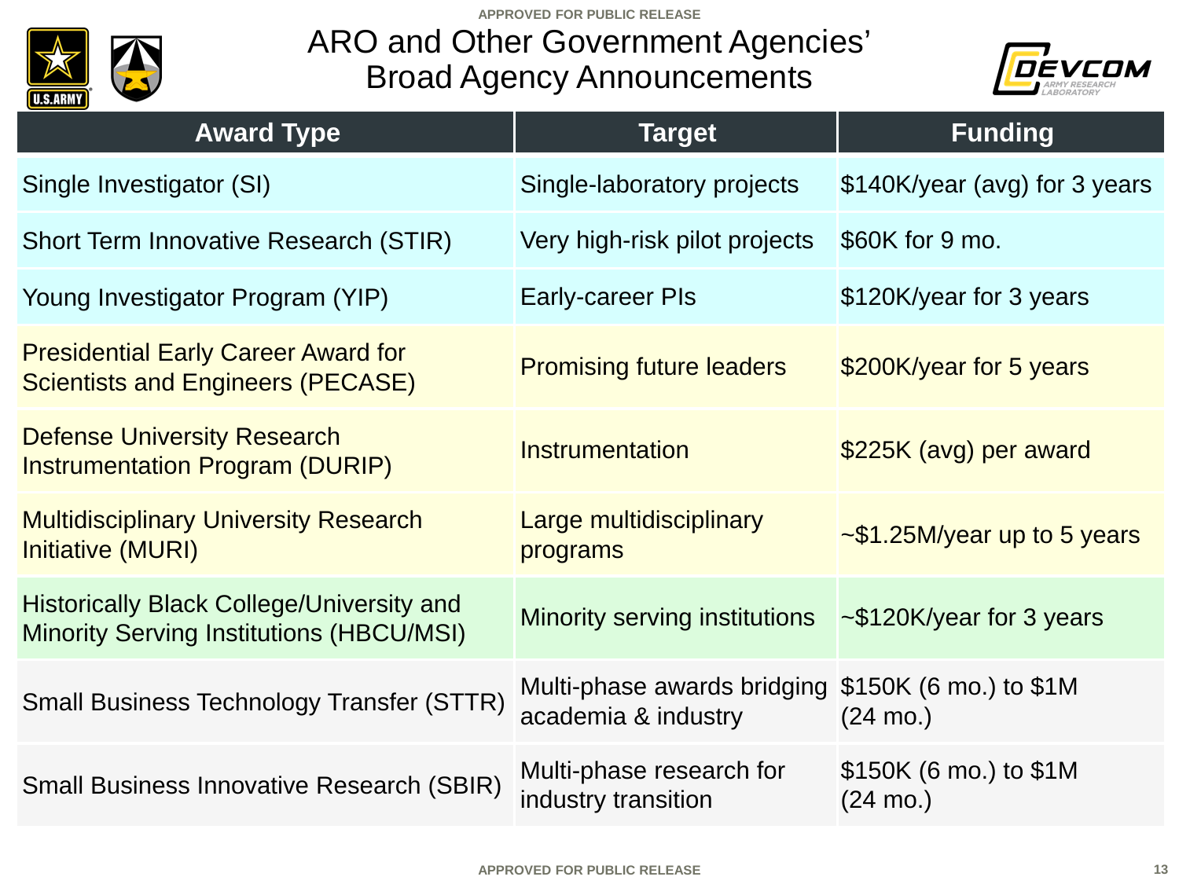# ARO and Other Government Agencies' Broad Agency Announcements

| Award Type | Target | Funding |
| --- | --- | --- |
| Single Investigator (SI) | Single-laboratory projects | $140K/year (avg) for 3 years |
| Short Term Innovative Research (STIR) | Very high-risk pilot projects | $60K for 9 mo. |
| Young Investigator Program (YIP) | Early-career PIs | $120K/year for 3 years |
| Presidential Early Career Award for Scientists and Engineers (PECASE) | Promising future leaders | $200K/year for 5 years |
| Defense University Research Instrumentation Program (DURIP) | Instrumentation | $225K (avg) per award |
| Multidisciplinary University Research Initiative (MURI) | Large multidisciplinary programs | ~$1.25M/year up to 5 years |
| Historically Black College/University and Minority Serving Institutions (HBCU/MSI) | Minority serving institutions | ~$120K/year for 3 years |
| Small Business Technology Transfer (STTR) | Multi-phase awards bridging academia & industry | $150K (6 mo.) to $1M (24 mo.) |
| Small Business Innovative Research (SBIR) | Multi-phase research for industry transition | $150K (6 mo.) to $1M (24 mo.) |